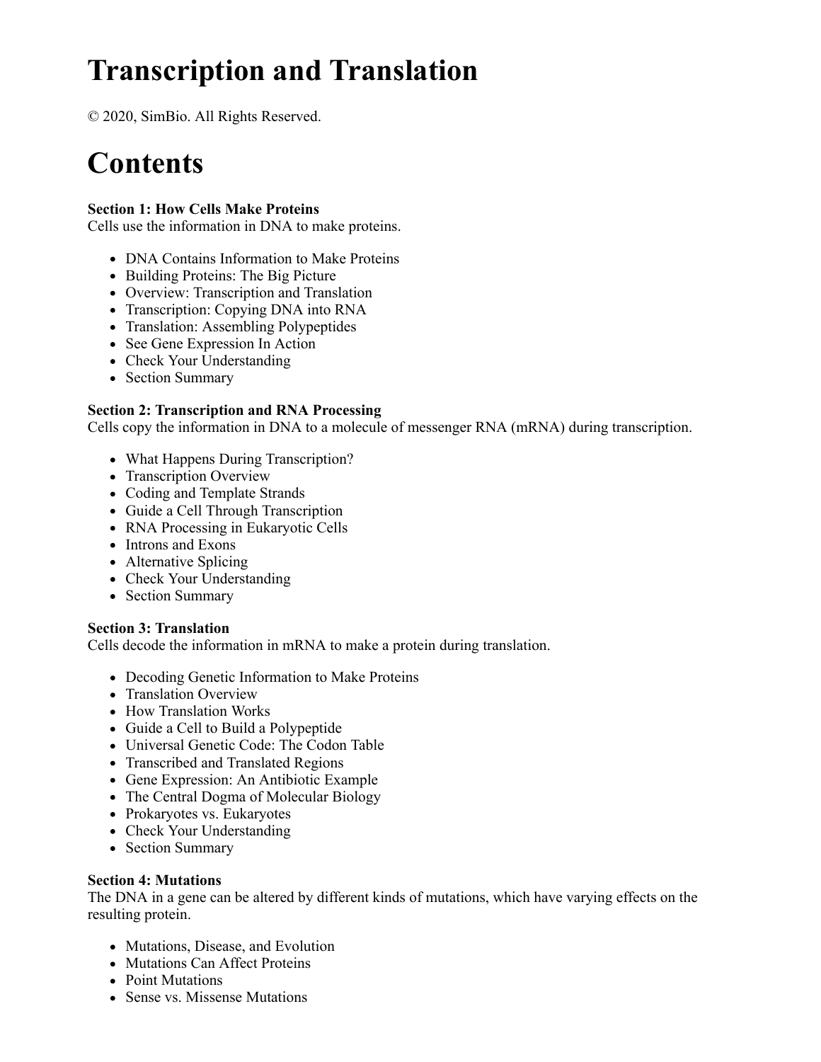# Transcription and Translation

© 2020, SimBio. All Rights Reserved.

# Contents

**Section 1: How Cells Make Proteins**
Cells use the information in DNA to make proteins.

- DNA Contains Information to Make Proteins
- Building Proteins: The Big Picture
- Overview: Transcription and Translation
- Transcription: Copying DNA into RNA
- Translation: Assembling Polypeptides
- See Gene Expression In Action
- Check Your Understanding
- Section Summary

**Section 2: Transcription and RNA Processing**
Cells copy the information in DNA to a molecule of messenger RNA (mRNA) during transcription.

- What Happens During Transcription?
- Transcription Overview
- Coding and Template Strands
- Guide a Cell Through Transcription
- RNA Processing in Eukaryotic Cells
- Introns and Exons
- Alternative Splicing
- Check Your Understanding
- Section Summary

**Section 3: Translation**
Cells decode the information in mRNA to make a protein during translation.

- Decoding Genetic Information to Make Proteins
- Translation Overview
- How Translation Works
- Guide a Cell to Build a Polypeptide
- Universal Genetic Code: The Codon Table
- Transcribed and Translated Regions
- Gene Expression: An Antibiotic Example
- The Central Dogma of Molecular Biology
- Prokaryotes vs. Eukaryotes
- Check Your Understanding
- Section Summary

**Section 4: Mutations**
The DNA in a gene can be altered by different kinds of mutations, which have varying effects on the resulting protein.

- Mutations, Disease, and Evolution
- Mutations Can Affect Proteins
- Point Mutations
- Sense vs. Missense Mutations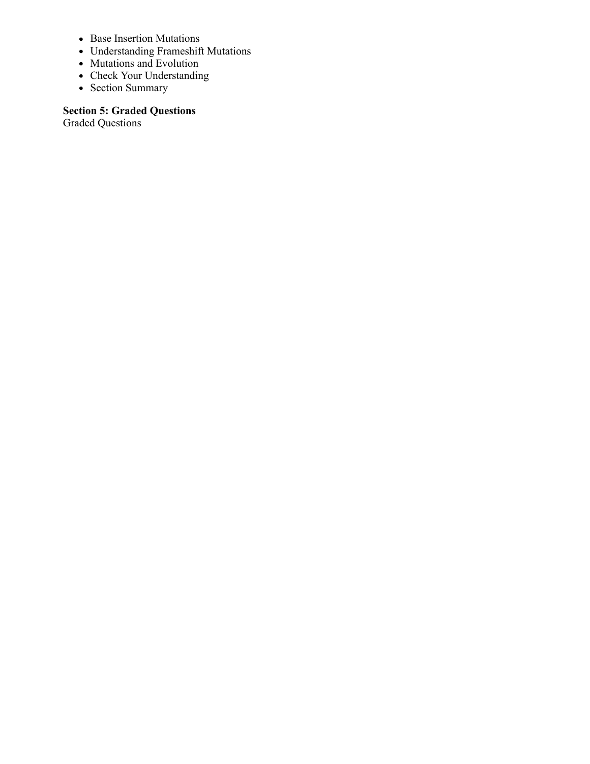- Base Insertion Mutations
- Understanding Frameshift Mutations
- Mutations and Evolution
- Check Your Understanding
- Section Summary

**Section 5: Graded Questions**
Graded Questions